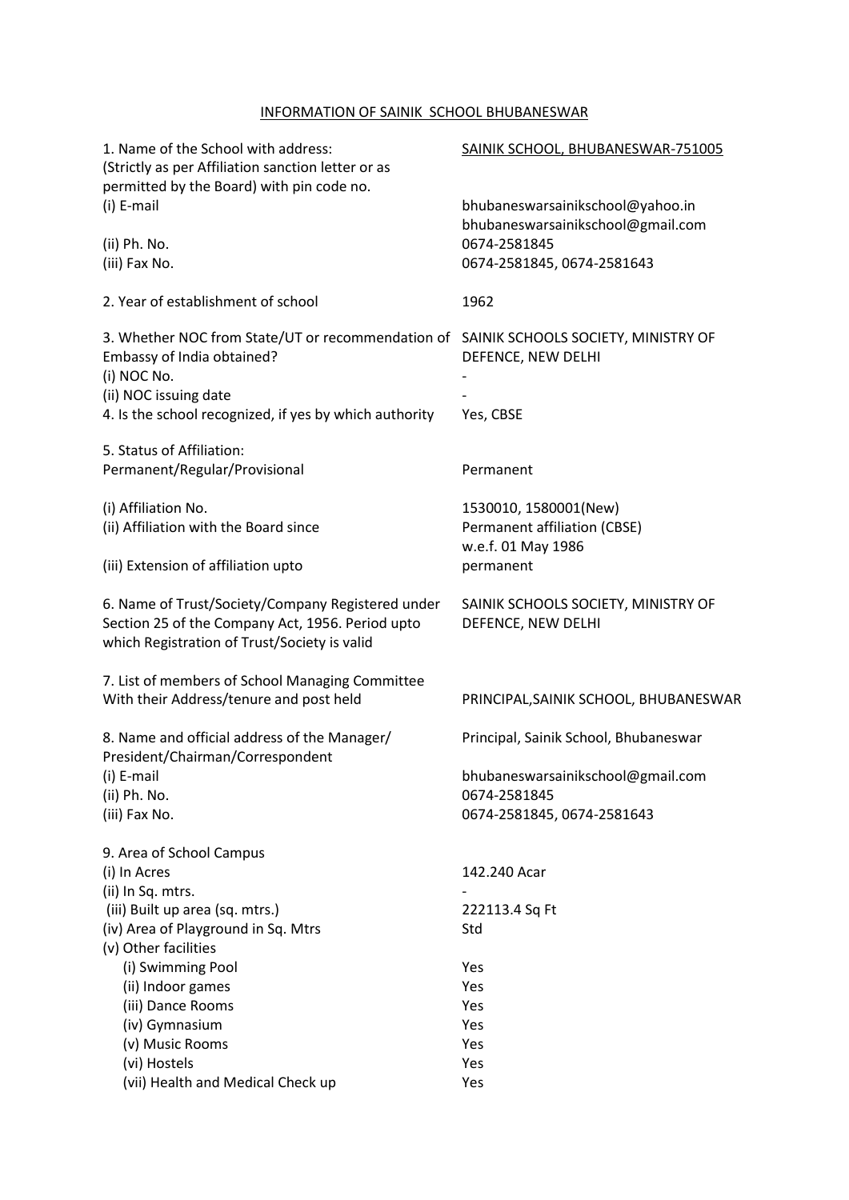# INFORMATION OF SAINIK SCHOOL BHUBANESWAR

| | |
|---|---|
| 1. Name of the School with address: (Strictly as per Affiliation sanction letter or as permitted by the Board) with pin code no. | SAINIK SCHOOL, BHUBANESWAR-751005 |
| (i) E-mail | bhubaneswarsainikschool@yahoo.in<br>bhubaneswarsainikschool@gmail.com |
| (ii) Ph. No. | 0674-2581845 |
| (iii) Fax No. | 0674-2581845, 0674-2581643 |
| 2. Year of establishment of school | 1962 |
| 3. Whether NOC from State/UT or recommendation of Embassy of India obtained? | SAINIK SCHOOLS SOCIETY, MINISTRY OF DEFENCE, NEW DELHI |
| (i) NOC No. | - |
| (ii) NOC issuing date | - |
| 4. Is the school recognized, if yes by which authority | Yes, CBSE |
| 5. Status of Affiliation: Permanent/Regular/Provisional | Permanent |
| (i) Affiliation No. | 1530010, 1580001(New) |
| (ii) Affiliation with the Board since | Permanent affiliation (CBSE) w.e.f. 01 May 1986 |
| (iii) Extension of affiliation upto | permanent |
| 6. Name of Trust/Society/Company Registered under Section 25 of the Company Act, 1956. Period upto which Registration of Trust/Society is valid | SAINIK SCHOOLS SOCIETY, MINISTRY OF DEFENCE, NEW DELHI |
| 7. List of members of School Managing Committee With their Address/tenure and post held | PRINCIPAL,SAINIK SCHOOL, BHUBANESWAR |
| 8. Name and official address of the Manager/ President/Chairman/Correspondent | Principal, Sainik School, Bhubaneswar |
| (i) E-mail | bhubaneswarsainikschool@gmail.com |
| (ii) Ph. No. | 0674-2581845 |
| (iii) Fax No. | 0674-2581845, 0674-2581643 |
| 9. Area of School Campus | |
| (i) In Acres | 142.240 Acar |
| (ii) In Sq. mtrs. | - |
| (iii) Built up area (sq. mtrs.) | 222113.4 Sq Ft |
| (iv) Area of Playground in Sq. Mtrs | Std |
| (v) Other facilities | |
| (i) Swimming Pool | Yes |
| (ii) Indoor games | Yes |
| (iii) Dance Rooms | Yes |
| (iv) Gymnasium | Yes |
| (v) Music Rooms | Yes |
| (vi) Hostels | Yes |
| (vii) Health and Medical Check up | Yes |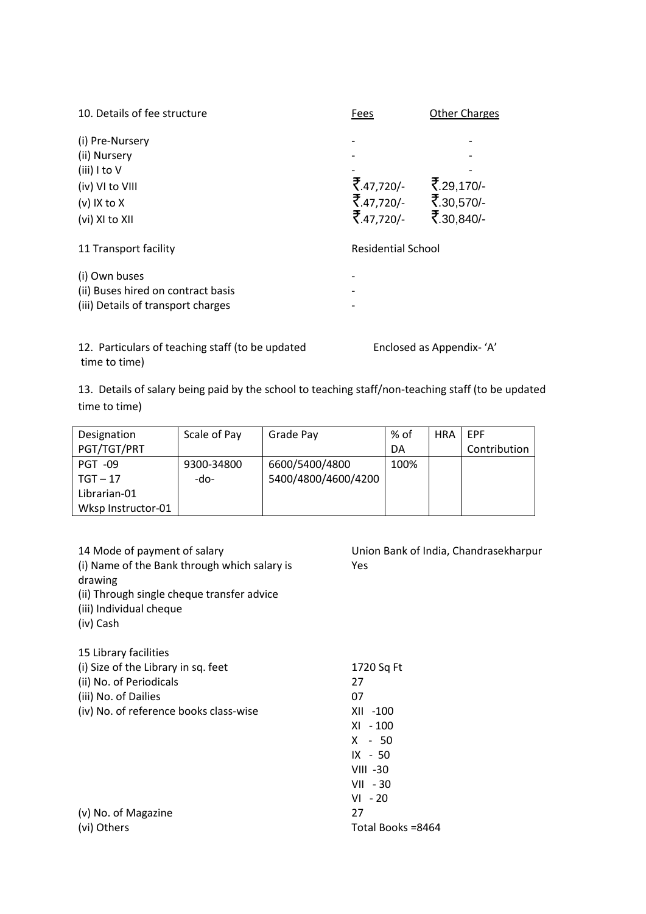10. Details of fee structure

| | Fees | Other Charges |
|---|---|---|
| (i) Pre-Nursery | - | - |
| (ii) Nursery | - | - |
| (iii) I to V | - | - |
| (iv) VI to VIII | ₹.47,720/- | ₹.29,170/- |
| (v) IX to X | ₹.47,720/- | ₹.30,570/- |
| (vi) XI to XII | ₹.47,720/- | ₹.30,840/- |

11 Transport facility — Residential School

(i) Own buses -
(ii) Buses hired on contract basis -
(iii) Details of transport charges -

12. Particulars of teaching staff (to be updated time to time) — Enclosed as Appendix- 'A'

13. Details of salary being paid by the school to teaching staff/non-teaching staff (to be updated time to time)

| Designation PGT/TGT/PRT | Scale of Pay | Grade Pay | % of DA | HRA | EPF Contribution |
|---|---|---|---|---|---|
| PGT -09<br>TGT – 17<br>Librarian-01<br>Wksp Instructor-01 | 9300-34800<br>-do- | 6600/5400/4800<br>5400/4800/4600/4200 | 100% | | |

14 Mode of payment of salary — Union Bank of India, Chandrasekharpur

(i) Name of the Bank through which salary is drawing — Yes
(ii) Through single cheque transfer advice
(iii) Individual cheque
(iv) Cash

15 Library facilities

(i) Size of the Library in sq. feet — 1720 Sq Ft
(ii) No. of Periodicals — 27
(iii) No. of Dailies — 07
(iv) No. of reference books class-wise —
XII -100
XI - 100
X - 50
IX - 50
VIII -30
VII - 30
VI - 20
(v) No. of Magazine — 27
(vi) Others — Total Books =8464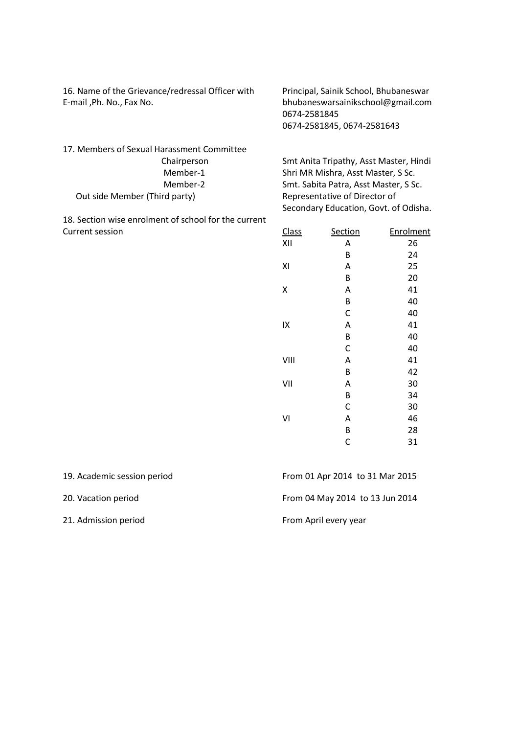16. Name of the Grievance/redressal Officer with E-mail ,Ph. No., Fax No.

Principal, Sainik School, Bhubaneswar
bhubaneswarsainikschool@gmail.com
0674-2581845
0674-2581845, 0674-2581643

17. Members of Sexual Harassment Committee

| | |
|---|---|
| Chairperson | Smt Anita Tripathy, Asst Master, Hindi |
| Member-1 | Shri MR Mishra, Asst Master, S Sc. |
| Member-2 | Smt. Sabita Patra, Asst Master, S Sc. |
| Out side Member (Third party) | Representative of Director of Secondary Education, Govt. of Odisha. |

18. Section wise enrolment of school for the current Current session

| Class | Section | Enrolment |
|---|---|---|
| XII | A | 26 |
| | B | 24 |
| XI | A | 25 |
| | B | 20 |
| X | A | 41 |
| | B | 40 |
| | C | 40 |
| IX | A | 41 |
| | B | 40 |
| | C | 40 |
| VIII | A | 41 |
| | B | 42 |
| VII | A | 30 |
| | B | 34 |
| | C | 30 |
| VI | A | 46 |
| | B | 28 |
| | C | 31 |

19. Academic session period — From 01 Apr 2014 to 31 Mar 2015

20. Vacation period — From 04 May 2014 to 13 Jun 2014

21. Admission period — From April every year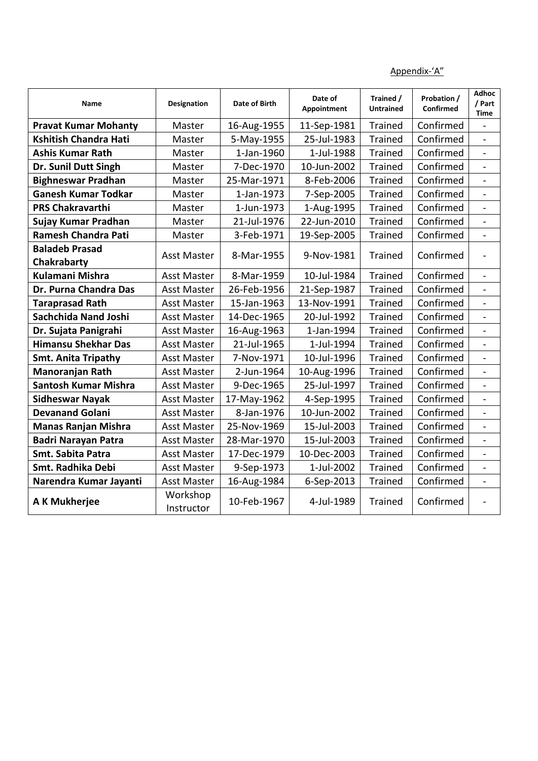Appendix-'A"

| Name | Designation | Date of Birth | Date of Appointment | Trained / Untrained | Probation / Confirmed | Adhoc / Part Time |
|---|---|---|---|---|---|---|
| **Pravat Kumar Mohanty** | Master | 16-Aug-1955 | 11-Sep-1981 | Trained | Confirmed | - |
| **Kshitish Chandra Hati** | Master | 5-May-1955 | 25-Jul-1983 | Trained | Confirmed | - |
| **Ashis Kumar Rath** | Master | 1-Jan-1960 | 1-Jul-1988 | Trained | Confirmed | - |
| **Dr. Sunil Dutt Singh** | Master | 7-Dec-1970 | 10-Jun-2002 | Trained | Confirmed | - |
| **Bighneswar Pradhan** | Master | 25-Mar-1971 | 8-Feb-2006 | Trained | Confirmed | - |
| **Ganesh Kumar Todkar** | Master | 1-Jan-1973 | 7-Sep-2005 | Trained | Confirmed | - |
| **PRS Chakravarthi** | Master | 1-Jun-1973 | 1-Aug-1995 | Trained | Confirmed | - |
| **Sujay Kumar Pradhan** | Master | 21-Jul-1976 | 22-Jun-2010 | Trained | Confirmed | - |
| **Ramesh Chandra Pati** | Master | 3-Feb-1971 | 19-Sep-2005 | Trained | Confirmed | - |
| **Baladeb Prasad Chakrabarty** | Asst Master | 8-Mar-1955 | 9-Nov-1981 | Trained | Confirmed | - |
| **Kulamani Mishra** | Asst Master | 8-Mar-1959 | 10-Jul-1984 | Trained | Confirmed | - |
| **Dr. Purna Chandra Das** | Asst Master | 26-Feb-1956 | 21-Sep-1987 | Trained | Confirmed | - |
| **Taraprasad Rath** | Asst Master | 15-Jan-1963 | 13-Nov-1991 | Trained | Confirmed | - |
| **Sachchida Nand Joshi** | Asst Master | 14-Dec-1965 | 20-Jul-1992 | Trained | Confirmed | - |
| **Dr. Sujata Panigrahi** | Asst Master | 16-Aug-1963 | 1-Jan-1994 | Trained | Confirmed | - |
| **Himansu Shekhar Das** | Asst Master | 21-Jul-1965 | 1-Jul-1994 | Trained | Confirmed | - |
| **Smt. Anita Tripathy** | Asst Master | 7-Nov-1971 | 10-Jul-1996 | Trained | Confirmed | - |
| **Manoranjan Rath** | Asst Master | 2-Jun-1964 | 10-Aug-1996 | Trained | Confirmed | - |
| **Santosh Kumar Mishra** | Asst Master | 9-Dec-1965 | 25-Jul-1997 | Trained | Confirmed | - |
| **Sidheswar Nayak** | Asst Master | 17-May-1962 | 4-Sep-1995 | Trained | Confirmed | - |
| **Devanand Golani** | Asst Master | 8-Jan-1976 | 10-Jun-2002 | Trained | Confirmed | - |
| **Manas Ranjan Mishra** | Asst Master | 25-Nov-1969 | 15-Jul-2003 | Trained | Confirmed | - |
| **Badri Narayan Patra** | Asst Master | 28-Mar-1970 | 15-Jul-2003 | Trained | Confirmed | - |
| **Smt. Sabita Patra** | Asst Master | 17-Dec-1979 | 10-Dec-2003 | Trained | Confirmed | - |
| **Smt. Radhika Debi** | Asst Master | 9-Sep-1973 | 1-Jul-2002 | Trained | Confirmed | - |
| **Narendra Kumar Jayanti** | Asst Master | 16-Aug-1984 | 6-Sep-2013 | Trained | Confirmed | - |
| **A K Mukherjee** | Workshop Instructor | 10-Feb-1967 | 4-Jul-1989 | Trained | Confirmed | - |